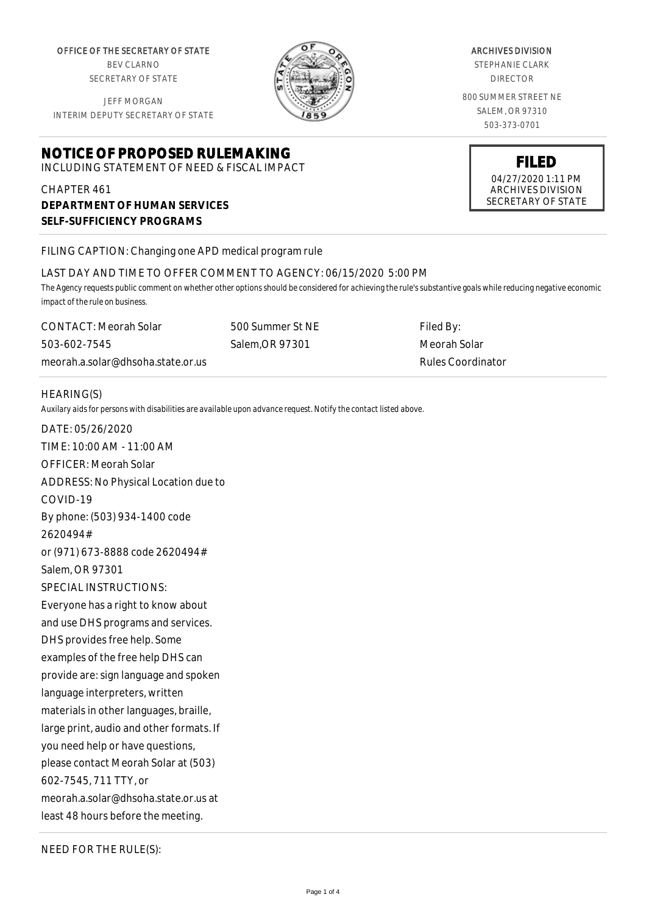OFFICE OF THE SECRETARY OF STATE
BEV CLARNO
SECRETARY OF STATE

JEFF MORGAN
INTERIM DEPUTY SECRETARY OF STATE

ARCHIVES DIVISION
STEPHANIE CLARK
DIRECTOR

800 SUMMER STREET NE
SALEM, OR 97310
503-373-0701

**FILED**
04/27/2020 1:11 PM
ARCHIVES DIVISION
SECRETARY OF STATE

# NOTICE OF PROPOSED RULEMAKING

INCLUDING STATEMENT OF NEED & FISCAL IMPACT

CHAPTER 461
**DEPARTMENT OF HUMAN SERVICES**
**SELF-SUFFICIENCY PROGRAMS**

FILING CAPTION: Changing one APD medical program rule

LAST DAY AND TIME TO OFFER COMMENT TO AGENCY: 06/15/2020 5:00 PM

*The Agency requests public comment on whether other options should be considered for achieving the rule's substantive goals while reducing negative economic impact of the rule on business.*

| CONTACT: Meorah Solar | 500 Summer St NE | Filed By: |
|---|---|---|
| 503-602-7545 | Salem,OR 97301 | Meorah Solar |
| meorah.a.solar@dhsoha.state.or.us | | Rules Coordinator |

HEARING(S)

*Auxilary aids for persons with disabilities are available upon advance request. Notify the contact listed above.*

DATE: 05/26/2020
TIME: 10:00 AM - 11:00 AM
OFFICER: Meorah Solar
ADDRESS: No Physical Location due to COVID-19
By phone: (503) 934-1400 code 2620494#
or (971) 673-8888 code 2620494#
Salem, OR 97301
SPECIAL INSTRUCTIONS:
Everyone has a right to know about and use DHS programs and services. DHS provides free help. Some examples of the free help DHS can provide are: sign language and spoken language interpreters, written materials in other languages, braille, large print, audio and other formats. If you need help or have questions, please contact Meorah Solar at (503) 602-7545, 711 TTY, or meorah.a.solar@dhsoha.state.or.us at least 48 hours before the meeting.

NEED FOR THE RULE(S):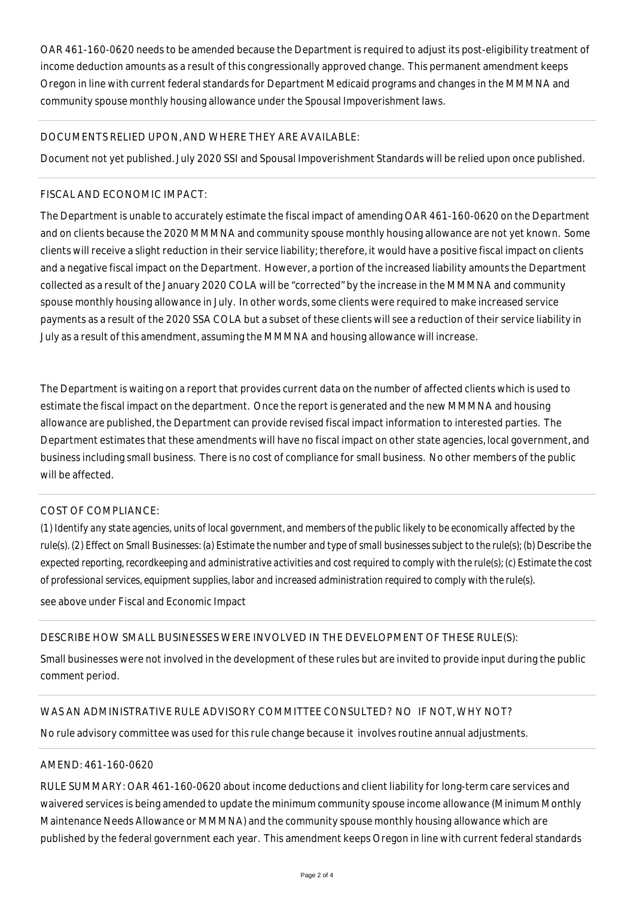OAR 461-160-0620 needs to be amended because the Department is required to adjust its post-eligibility treatment of income deduction amounts as a result of this congressionally approved change. This permanent amendment keeps Oregon in line with current federal standards for Department Medicaid programs and changes in the MMMNA and community spouse monthly housing allowance under the Spousal Impoverishment laws.

DOCUMENTS RELIED UPON, AND WHERE THEY ARE AVAILABLE:

Document not yet published. July 2020 SSI and Spousal Impoverishment Standards will be relied upon once published.

FISCAL AND ECONOMIC IMPACT:

The Department is unable to accurately estimate the fiscal impact of amending OAR 461-160-0620 on the Department and on clients because the 2020 MMMNA and community spouse monthly housing allowance are not yet known. Some clients will receive a slight reduction in their service liability; therefore, it would have a positive fiscal impact on clients and a negative fiscal impact on the Department. However, a portion of the increased liability amounts the Department collected as a result of the January 2020 COLA will be "corrected" by the increase in the MMMNA and community spouse monthly housing allowance in July. In other words, some clients were required to make increased service payments as a result of the 2020 SSA COLA but a subset of these clients will see a reduction of their service liability in July as a result of this amendment, assuming the MMMNA and housing allowance will increase.

The Department is waiting on a report that provides current data on the number of affected clients which is used to estimate the fiscal impact on the department. Once the report is generated and the new MMMNA and housing allowance are published, the Department can provide revised fiscal impact information to interested parties. The Department estimates that these amendments will have no fiscal impact on other state agencies, local government, and business including small business. There is no cost of compliance for small business. No other members of the public will be affected.

COST OF COMPLIANCE:

*(1) Identify any state agencies, units of local government, and members of the public likely to be economically affected by the rule(s). (2) Effect on Small Businesses: (a) Estimate the number and type of small businesses subject to the rule(s); (b) Describe the expected reporting, recordkeeping and administrative activities and cost required to comply with the rule(s); (c) Estimate the cost of professional services, equipment supplies, labor and increased administration required to comply with the rule(s).*

see above under Fiscal and Economic Impact

DESCRIBE HOW SMALL BUSINESSES WERE INVOLVED IN THE DEVELOPMENT OF THESE RULE(S):

Small businesses were not involved in the development of these rules but are invited to provide input during the public comment period.

WAS AN ADMINISTRATIVE RULE ADVISORY COMMITTEE CONSULTED? NO IF NOT, WHY NOT?

No rule advisory committee was used for this rule change because it involves routine annual adjustments.

AMEND: 461-160-0620

RULE SUMMARY: OAR 461-160-0620 about income deductions and client liability for long-term care services and waivered services is being amended to update the minimum community spouse income allowance (Minimum Monthly Maintenance Needs Allowance or MMMNA) and the community spouse monthly housing allowance which are published by the federal government each year. This amendment keeps Oregon in line with current federal standards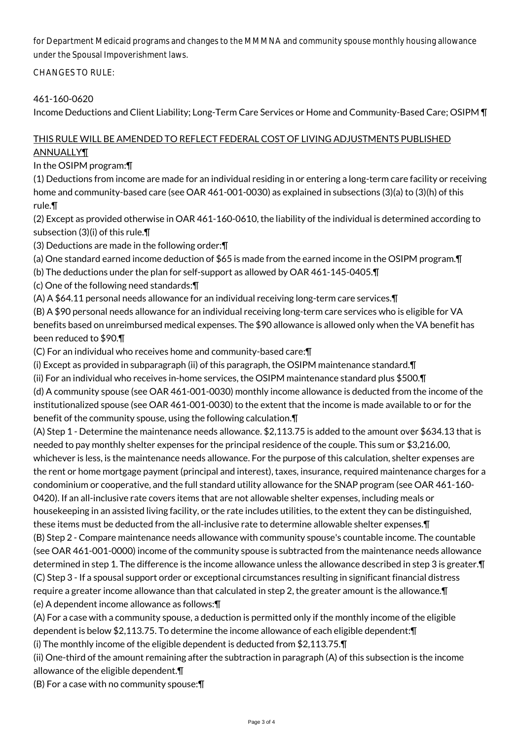for Department Medicaid programs and changes to the MMMNA and community spouse monthly housing allowance under the Spousal Impoverishment laws.

CHANGES TO RULE:

461-160-0620

Income Deductions and Client Liability; Long-Term Care Services or Home and Community-Based Care; OSIPM ¶

<u>THIS RULE WILL BE AMENDED TO REFLECT FEDERAL COST OF LIVING ADJUSTMENTS PUBLISHED ANNUALLY¶</u>

In the OSIPM program:¶

(1) Deductions from income are made for an individual residing in or entering a long-term care facility or receiving home and community-based care (see OAR 461-001-0030) as explained in subsections (3)(a) to (3)(h) of this rule.¶

(2) Except as provided otherwise in OAR 461-160-0610, the liability of the individual is determined according to subsection (3)(i) of this rule.¶

(3) Deductions are made in the following order:¶

(a) One standard earned income deduction of $65 is made from the earned income in the OSIPM program.¶

(b) The deductions under the plan for self-support as allowed by OAR 461-145-0405.¶

(c) One of the following need standards:¶

(A) A $64.11 personal needs allowance for an individual receiving long-term care services.¶

(B) A $90 personal needs allowance for an individual receiving long-term care services who is eligible for VA benefits based on unreimbursed medical expenses. The $90 allowance is allowed only when the VA benefit has been reduced to $90.¶

(C) For an individual who receives home and community-based care:¶

(i) Except as provided in subparagraph (ii) of this paragraph, the OSIPM maintenance standard.¶

(ii) For an individual who receives in-home services, the OSIPM maintenance standard plus $500.¶

(d) A community spouse (see OAR 461-001-0030) monthly income allowance is deducted from the income of the institutionalized spouse (see OAR 461-001-0030) to the extent that the income is made available to or for the benefit of the community spouse, using the following calculation.¶

(A) Step 1 - Determine the maintenance needs allowance. $2,113.75 is added to the amount over $634.13 that is needed to pay monthly shelter expenses for the principal residence of the couple. This sum or $3,216.00, whichever is less, is the maintenance needs allowance. For the purpose of this calculation, shelter expenses are the rent or home mortgage payment (principal and interest), taxes, insurance, required maintenance charges for a condominium or cooperative, and the full standard utility allowance for the SNAP program (see OAR 461-160-0420). If an all-inclusive rate covers items that are not allowable shelter expenses, including meals or housekeeping in an assisted living facility, or the rate includes utilities, to the extent they can be distinguished, these items must be deducted from the all-inclusive rate to determine allowable shelter expenses.¶

(B) Step 2 - Compare maintenance needs allowance with community spouse's countable income. The countable (see OAR 461-001-0000) income of the community spouse is subtracted from the maintenance needs allowance determined in step 1. The difference is the income allowance unless the allowance described in step 3 is greater.¶

(C) Step 3 - If a spousal support order or exceptional circumstances resulting in significant financial distress require a greater income allowance than that calculated in step 2, the greater amount is the allowance.¶

(e) A dependent income allowance as follows:¶

(A) For a case with a community spouse, a deduction is permitted only if the monthly income of the eligible dependent is below $2,113.75. To determine the income allowance of each eligible dependent:¶

(i) The monthly income of the eligible dependent is deducted from $2,113.75.¶

(ii) One-third of the amount remaining after the subtraction in paragraph (A) of this subsection is the income allowance of the eligible dependent.¶

(B) For a case with no community spouse:¶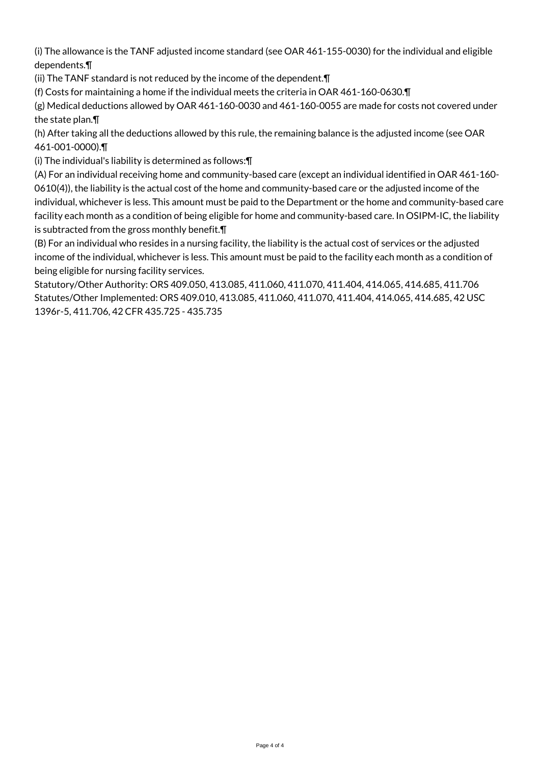(i) The allowance is the TANF adjusted income standard (see OAR 461-155-0030) for the individual and eligible dependents.¶

(ii) The TANF standard is not reduced by the income of the dependent.¶

(f) Costs for maintaining a home if the individual meets the criteria in OAR 461-160-0630.¶

(g) Medical deductions allowed by OAR 461-160-0030 and 461-160-0055 are made for costs not covered under the state plan.¶

(h) After taking all the deductions allowed by this rule, the remaining balance is the adjusted income (see OAR 461-001-0000).¶

(i) The individual's liability is determined as follows:¶

(A) For an individual receiving home and community-based care (except an individual identified in OAR 461-160-0610(4)), the liability is the actual cost of the home and community-based care or the adjusted income of the individual, whichever is less. This amount must be paid to the Department or the home and community-based care facility each month as a condition of being eligible for home and community-based care. In OSIPM-IC, the liability is subtracted from the gross monthly benefit.¶

(B) For an individual who resides in a nursing facility, the liability is the actual cost of services or the adjusted income of the individual, whichever is less. This amount must be paid to the facility each month as a condition of being eligible for nursing facility services.

Statutory/Other Authority: ORS 409.050, 413.085, 411.060, 411.070, 411.404, 414.065, 414.685, 411.706
Statutes/Other Implemented: ORS 409.010, 413.085, 411.060, 411.070, 411.404, 414.065, 414.685, 42 USC 1396r-5, 411.706, 42 CFR 435.725 - 435.735